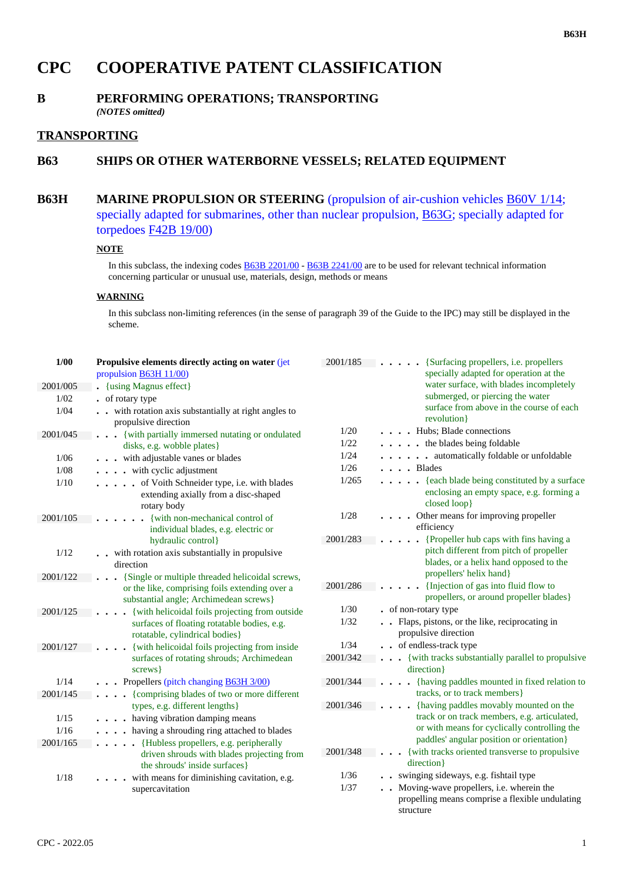# CPC COOPERATIVE PATENT CLASSIFICATION

## B PERFORMING OPERATIONS; TRANSPORTING

*(NOTES omitted)*

## TRANSPORTING

## B63 SHIPS OR OTHER WATERBORNE VESSELS; RELATED EQUIPMENT

## B63H MARINE PROPULSION OR STEERING (propulsion of air-cushion vehicles B60V 1/14; specially adapted for submarines, other than nuclear propulsion, B63G; specially adapted for torpedoes F42B 19/00)

**NOTE**

In this subclass, the indexing codes B63B 2201/00 - B63B 2241/00 are to be used for relevant technical information concerning particular or unusual use, materials, design, methods or means

**WARNING**

In this subclass non-limiting references (in the sense of paragraph 39 of the Guide to the IPC) may still be displayed in the scheme.

| | |
|---|---|
| **1/00** | **Propulsive elements directly acting on water** (jet propulsion B63H 11/00) |
| 2001/005 | . {using Magnus effect} |
| 1/02 | . of rotary type |
| 1/04 | . . with rotation axis substantially at right angles to propulsive direction |
| 2001/045 | . . . {with partially immersed nutating or ondulated disks, e.g. wobble plates} |
| 1/06 | . . . with adjustable vanes or blades |
| 1/08 | . . . . with cyclic adjustment |
| 1/10 | . . . . . of Voith Schneider type, i.e. with blades extending axially from a disc-shaped rotary body |
| 2001/105 | . . . . . . {with non-mechanical control of individual blades, e.g. electric or hydraulic control} |
| 1/12 | . . with rotation axis substantially in propulsive direction |
| 2001/122 | . . . {Single or multiple threaded helicoidal screws, or the like, comprising foils extending over a substantial angle; Archimedean screws} |
| 2001/125 | . . . . {with helicoidal foils projecting from outside surfaces of floating rotatable bodies, e.g. rotatable, cylindrical bodies} |
| 2001/127 | . . . . {with helicoidal foils projecting from inside surfaces of rotating shrouds; Archimedean screws} |
| 1/14 | . . . Propellers (pitch changing B63H 3/00) |
| 2001/145 | . . . . {comprising blades of two or more different types, e.g. different lengths} |
| 1/15 | . . . . having vibration damping means |
| 1/16 | . . . . having a shrouding ring attached to blades |
| 2001/165 | . . . . . {Hubless propellers, e.g. peripherally driven shrouds with blades projecting from the shrouds' inside surfaces} |
| 1/18 | . . . . with means for diminishing cavitation, e.g. supercavitation |
| 2001/185 | . . . . . {Surfacing propellers, i.e. propellers specially adapted for operation at the water surface, with blades incompletely submerged, or piercing the water surface from above in the course of each revolution} |
| 1/20 | . . . . Hubs; Blade connections |
| 1/22 | . . . . . the blades being foldable |
| 1/24 | . . . . . . automatically foldable or unfoldable |
| 1/26 | . . . . Blades |
| 1/265 | . . . . . {each blade being constituted by a surface enclosing an empty space, e.g. forming a closed loop} |
| 1/28 | . . . . Other means for improving propeller efficiency |
| 2001/283 | . . . . . {Propeller hub caps with fins having a pitch different from pitch of propeller blades, or a helix hand opposed to the propellers' helix hand} |
| 2001/286 | . . . . . {Injection of gas into fluid flow to propellers, or around propeller blades} |
| 1/30 | . of non-rotary type |
| 1/32 | . . Flaps, pistons, or the like, reciprocating in propulsive direction |
| 1/34 | . . of endless-track type |
| 2001/342 | . . . {with tracks substantially parallel to propulsive direction} |
| 2001/344 | . . . . {having paddles mounted in fixed relation to tracks, or to track members} |
| 2001/346 | . . . . {having paddles movably mounted on the track or on track members, e.g. articulated, or with means for cyclically controlling the paddles' angular position or orientation} |
| 2001/348 | . . . {with tracks oriented transverse to propulsive direction} |
| 1/36 | . . swinging sideways, e.g. fishtail type |
| 1/37 | . . Moving-wave propellers, i.e. wherein the propelling means comprise a flexible undulating structure |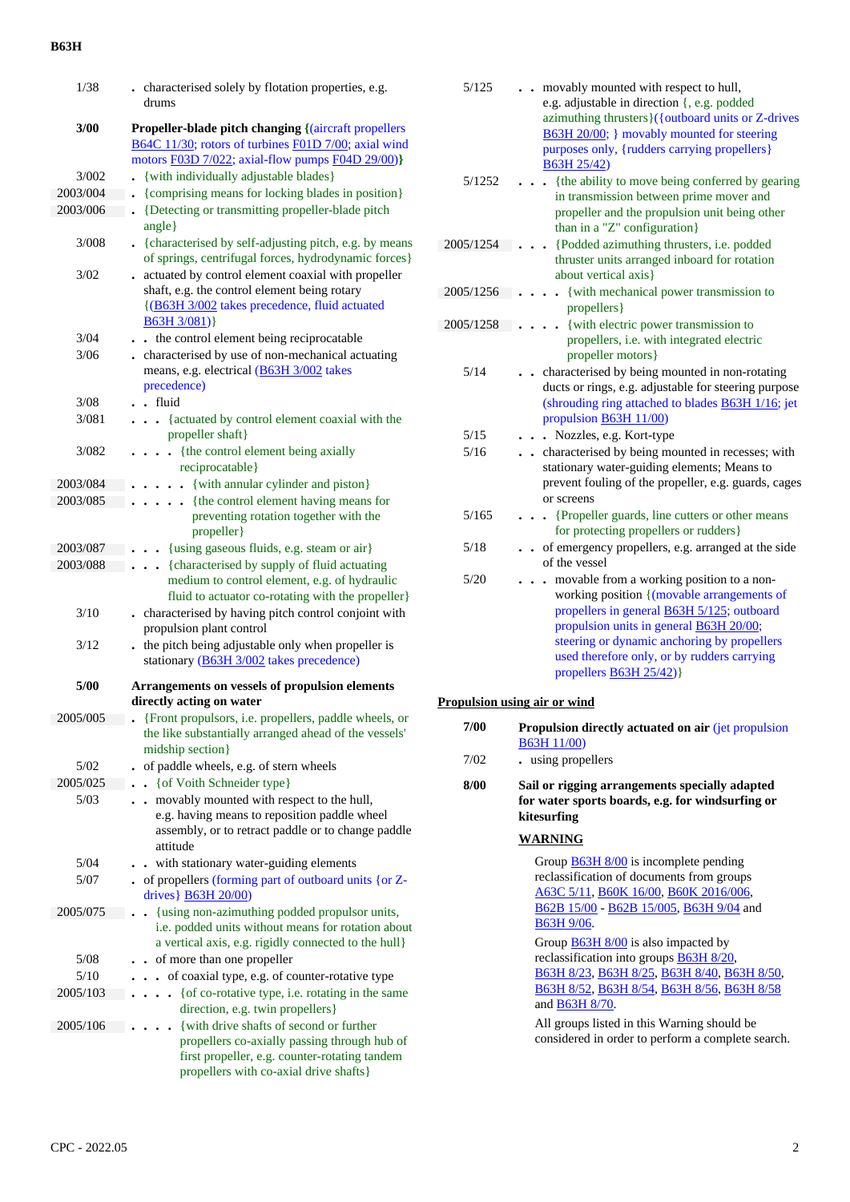| | |
|---|---|
| 1/38 | . characterised solely by flotation properties, e.g. drums |
| **3/00** | **Propeller-blade pitch changing {**(aircraft propellers B64C 11/30; rotors of turbines F01D 7/00; axial wind motors F03D 7/022; axial-flow pumps F04D 29/00)**}** |
| 3/002 | . {with individually adjustable blades} |
| 2003/004 | . {comprising means for locking blades in position} |
| 2003/006 | . {Detecting or transmitting propeller-blade pitch angle} |
| 3/008 | . {characterised by self-adjusting pitch, e.g. by means of springs, centrifugal forces, hydrodynamic forces} |
| 3/02 | . actuated by control element coaxial with propeller shaft, e.g. the control element being rotary {(B63H 3/002 takes precedence, fluid actuated B63H 3/081)} |
| 3/04 | . . the control element being reciprocatable |
| 3/06 | . characterised by use of non-mechanical actuating means, e.g. electrical (B63H 3/002 takes precedence) |
| 3/08 | . . fluid |
| 3/081 | . . . {actuated by control element coaxial with the propeller shaft} |
| 3/082 | . . . . {the control element being axially reciprocatable} |
| 2003/084 | . . . . . {with annular cylinder and piston} |
| 2003/085 | . . . . . {the control element having means for preventing rotation together with the propeller} |
| 2003/087 | . . . {using gaseous fluids, e.g. steam or air} |
| 2003/088 | . . . {characterised by supply of fluid actuating medium to control element, e.g. of hydraulic fluid to actuator co-rotating with the propeller} |
| 3/10 | . characterised by having pitch control conjoint with propulsion plant control |
| 3/12 | . the pitch being adjustable only when propeller is stationary (B63H 3/002 takes precedence) |
| **5/00** | **Arrangements on vessels of propulsion elements directly acting on water** |
| 2005/005 | . {Front propulsors, i.e. propellers, paddle wheels, or the like substantially arranged ahead of the vessels' midship section} |
| 5/02 | . of paddle wheels, e.g. of stern wheels |
| 2005/025 | . . {of Voith Schneider type} |
| 5/03 | . . movably mounted with respect to the hull, e.g. having means to reposition paddle wheel assembly, or to retract paddle or to change paddle attitude |
| 5/04 | . . with stationary water-guiding elements |
| 5/07 | . of propellers (forming part of outboard units {or Z-drives} B63H 20/00) |
| 2005/075 | . . {using non-azimuthing podded propulsor units, i.e. podded units without means for rotation about a vertical axis, e.g. rigidly connected to the hull} |
| 5/08 | . . of more than one propeller |
| 5/10 | . . . of coaxial type, e.g. of counter-rotative type |
| 2005/103 | . . . . {of co-rotative type, i.e. rotating in the same direction, e.g. twin propellers} |
| 2005/106 | . . . . {with drive shafts of second or further propellers co-axially passing through hub of first propeller, e.g. counter-rotating tandem propellers with co-axial drive shafts} |
| 5/125 | . . movably mounted with respect to hull, e.g. adjustable in direction {, e.g. podded azimuthing thrusters}({outboard units or Z-drives B63H 20/00; } movably mounted for steering purposes only, {rudders carrying propellers} B63H 25/42) |
| 5/1252 | . . . {the ability to move being conferred by gearing in transmission between prime mover and propeller and the propulsion unit being other than in a "Z" configuration} |
| 2005/1254 | . . . {Podded azimuthing thrusters, i.e. podded thruster units arranged inboard for rotation about vertical axis} |
| 2005/1256 | . . . . {with mechanical power transmission to propellers} |
| 2005/1258 | . . . . {with electric power transmission to propellers, i.e. with integrated electric propeller motors} |
| 5/14 | . . characterised by being mounted in non-rotating ducts or rings, e.g. adjustable for steering purpose (shrouding ring attached to blades B63H 1/16; jet propulsion B63H 11/00) |
| 5/15 | . . . Nozzles, e.g. Kort-type |
| 5/16 | . . characterised by being mounted in recesses; with stationary water-guiding elements; Means to prevent fouling of the propeller, e.g. guards, cages or screens |
| 5/165 | . . . {Propeller guards, line cutters or other means for protecting propellers or rudders} |
| 5/18 | . . of emergency propellers, e.g. arranged at the side of the vessel |
| 5/20 | . . . movable from a working position to a non-working position {(movable arrangements of propellers in general B63H 5/125; outboard propulsion units in general B63H 20/00; steering or dynamic anchoring by propellers used therefore only, or by rudders carrying propellers B63H 25/42)} |

## Propulsion using air or wind

| | |
|---|---|
| **7/00** | **Propulsion directly actuated on air** (jet propulsion B63H 11/00) |
| 7/02 | . using propellers |
| **8/00** | **Sail or rigging arrangements specially adapted for water sports boards, e.g. for windsurfing or kitesurfing** |

**WARNING**

Group B63H 8/00 is incomplete pending reclassification of documents from groups A63C 5/11, B60K 16/00, B60K 2016/006, B62B 15/00 - B62B 15/005, B63H 9/04 and B63H 9/06.

Group B63H 8/00 is also impacted by reclassification into groups B63H 8/20, B63H 8/23, B63H 8/25, B63H 8/40, B63H 8/50, B63H 8/52, B63H 8/54, B63H 8/56, B63H 8/58 and B63H 8/70.

All groups listed in this Warning should be considered in order to perform a complete search.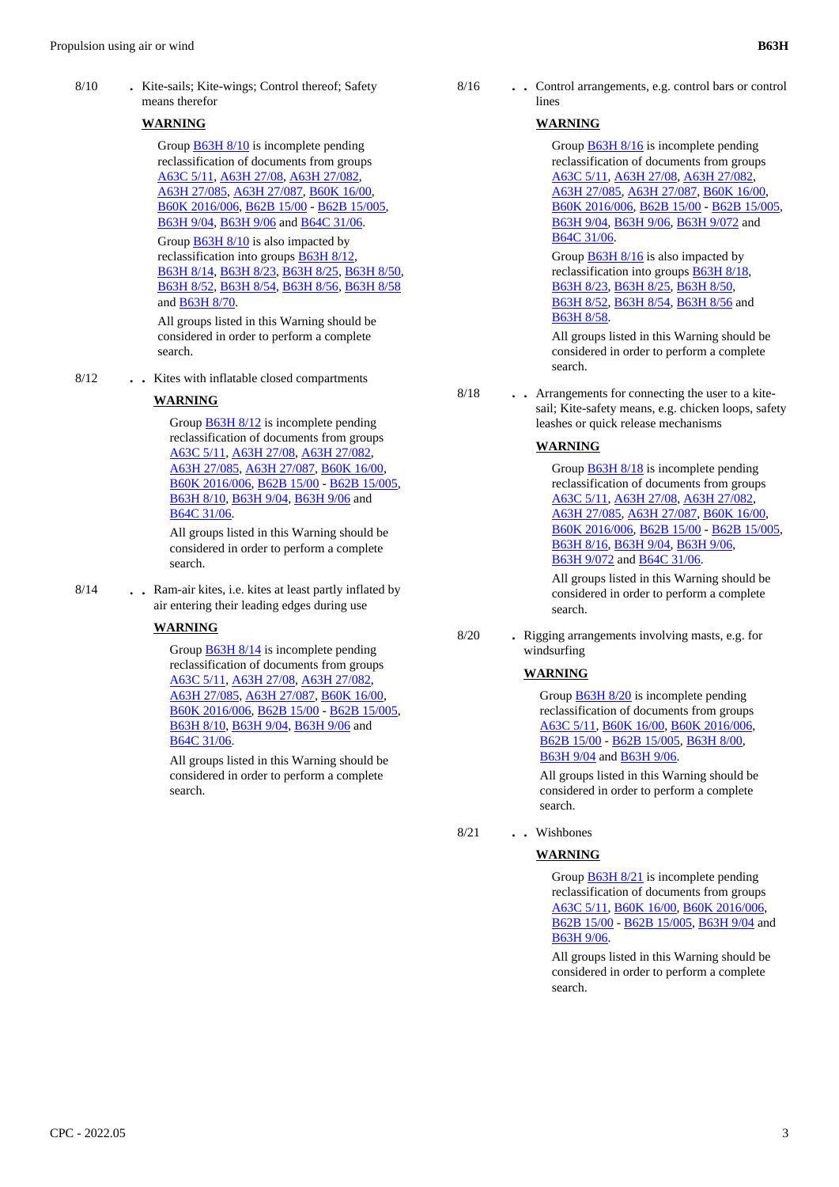8/10 . Kite-sails; Kite-wings; Control thereof; Safety means therefor

**WARNING**

Group B63H 8/10 is incomplete pending reclassification of documents from groups A63C 5/11, A63H 27/08, A63H 27/082, A63H 27/085, A63H 27/087, B60K 16/00, B60K 2016/006, B62B 15/00 - B62B 15/005, B63H 9/04, B63H 9/06 and B64C 31/06.

Group B63H 8/10 is also impacted by reclassification into groups B63H 8/12, B63H 8/14, B63H 8/23, B63H 8/25, B63H 8/50, B63H 8/52, B63H 8/54, B63H 8/56, B63H 8/58 and B63H 8/70.

All groups listed in this Warning should be considered in order to perform a complete search.

8/12 . . Kites with inflatable closed compartments

**WARNING**

Group B63H 8/12 is incomplete pending reclassification of documents from groups A63C 5/11, A63H 27/08, A63H 27/082, A63H 27/085, A63H 27/087, B60K 16/00, B60K 2016/006, B62B 15/00 - B62B 15/005, B63H 8/10, B63H 9/04, B63H 9/06 and B64C 31/06.

All groups listed in this Warning should be considered in order to perform a complete search.

8/14 . . Ram-air kites, i.e. kites at least partly inflated by air entering their leading edges during use

**WARNING**

Group B63H 8/14 is incomplete pending reclassification of documents from groups A63C 5/11, A63H 27/08, A63H 27/082, A63H 27/085, A63H 27/087, B60K 16/00, B60K 2016/006, B62B 15/00 - B62B 15/005, B63H 8/10, B63H 9/04, B63H 9/06 and B64C 31/06.

All groups listed in this Warning should be considered in order to perform a complete search.

8/16 . . Control arrangements, e.g. control bars or control lines

**WARNING**

Group B63H 8/16 is incomplete pending reclassification of documents from groups A63C 5/11, A63H 27/08, A63H 27/082, A63H 27/085, A63H 27/087, B60K 16/00, B60K 2016/006, B62B 15/00 - B62B 15/005, B63H 9/04, B63H 9/06, B63H 9/072 and B64C 31/06.

Group B63H 8/16 is also impacted by reclassification into groups B63H 8/18, B63H 8/23, B63H 8/25, B63H 8/50, B63H 8/52, B63H 8/54, B63H 8/56 and B63H 8/58.

All groups listed in this Warning should be considered in order to perform a complete search.

8/18 . . Arrangements for connecting the user to a kite-sail; Kite-safety means, e.g. chicken loops, safety leashes or quick release mechanisms

**WARNING**

Group B63H 8/18 is incomplete pending reclassification of documents from groups A63C 5/11, A63H 27/08, A63H 27/082, A63H 27/085, A63H 27/087, B60K 16/00, B60K 2016/006, B62B 15/00 - B62B 15/005, B63H 8/16, B63H 9/04, B63H 9/06, B63H 9/072 and B64C 31/06.

All groups listed in this Warning should be considered in order to perform a complete search.

8/20 . Rigging arrangements involving masts, e.g. for windsurfing

**WARNING**

Group B63H 8/20 is incomplete pending reclassification of documents from groups A63C 5/11, B60K 16/00, B60K 2016/006, B62B 15/00 - B62B 15/005, B63H 8/00, B63H 9/04 and B63H 9/06.

All groups listed in this Warning should be considered in order to perform a complete search.

8/21 . . Wishbones

**WARNING**

Group B63H 8/21 is incomplete pending reclassification of documents from groups A63C 5/11, B60K 16/00, B60K 2016/006, B62B 15/00 - B62B 15/005, B63H 9/04 and B63H 9/06.

All groups listed in this Warning should be considered in order to perform a complete search.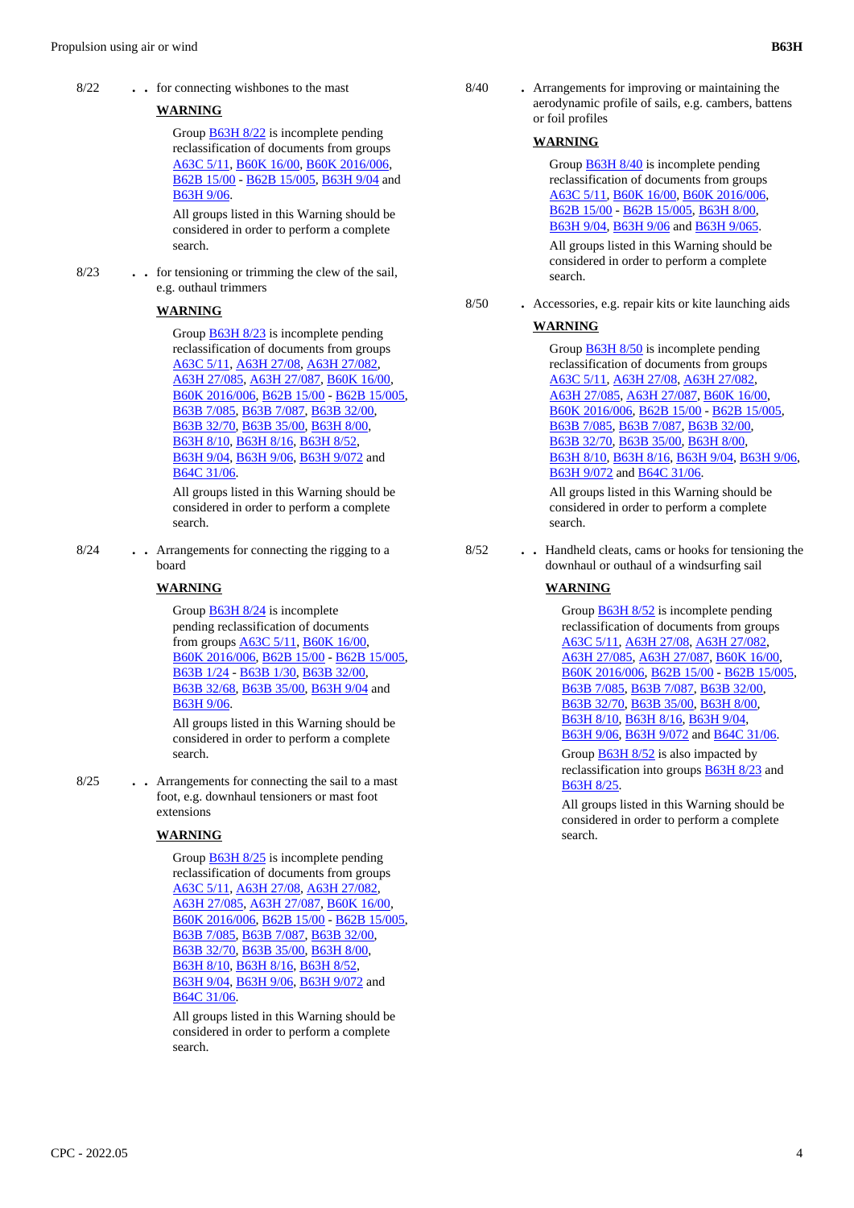8/22 . . for connecting wishbones to the mast

**WARNING**

Group B63H 8/22 is incomplete pending reclassification of documents from groups A63C 5/11, B60K 16/00, B60K 2016/006, B62B 15/00 - B62B 15/005, B63H 9/04 and B63H 9/06.

All groups listed in this Warning should be considered in order to perform a complete search.

8/23 . . for tensioning or trimming the clew of the sail, e.g. outhaul trimmers

**WARNING**

Group B63H 8/23 is incomplete pending reclassification of documents from groups A63C 5/11, A63H 27/08, A63H 27/082, A63H 27/085, A63H 27/087, B60K 16/00, B60K 2016/006, B62B 15/00 - B62B 15/005, B63B 7/085, B63B 7/087, B63B 32/00, B63B 32/70, B63B 35/00, B63H 8/00, B63H 8/10, B63H 8/16, B63H 8/52, B63H 9/04, B63H 9/06, B63H 9/072 and B64C 31/06.

All groups listed in this Warning should be considered in order to perform a complete search.

8/24 . . Arrangements for connecting the rigging to a board

**WARNING**

Group B63H 8/24 is incomplete pending reclassification of documents from groups A63C 5/11, B60K 16/00, B60K 2016/006, B62B 15/00 - B62B 15/005, B63B 1/24 - B63B 1/30, B63B 32/00, B63B 32/68, B63B 35/00, B63H 9/04 and B63H 9/06.

All groups listed in this Warning should be considered in order to perform a complete search.

8/25 . . Arrangements for connecting the sail to a mast foot, e.g. downhaul tensioners or mast foot extensions

**WARNING**

Group B63H 8/25 is incomplete pending reclassification of documents from groups A63C 5/11, A63H 27/08, A63H 27/082, A63H 27/085, A63H 27/087, B60K 16/00, B60K 2016/006, B62B 15/00 - B62B 15/005, B63B 7/085, B63B 7/087, B63B 32/00, B63B 32/70, B63B 35/00, B63H 8/00, B63H 8/10, B63H 8/16, B63H 8/52, B63H 9/04, B63H 9/06, B63H 9/072 and B64C 31/06.

All groups listed in this Warning should be considered in order to perform a complete search.

8/40 . Arrangements for improving or maintaining the aerodynamic profile of sails, e.g. cambers, battens or foil profiles

**WARNING**

Group B63H 8/40 is incomplete pending reclassification of documents from groups A63C 5/11, B60K 16/00, B60K 2016/006, B62B 15/00 - B62B 15/005, B63H 8/00, B63H 9/04, B63H 9/06 and B63H 9/065.

All groups listed in this Warning should be considered in order to perform a complete search.

8/50 . Accessories, e.g. repair kits or kite launching aids

**WARNING**

Group B63H 8/50 is incomplete pending reclassification of documents from groups A63C 5/11, A63H 27/08, A63H 27/082, A63H 27/085, A63H 27/087, B60K 16/00, B60K 2016/006, B62B 15/00 - B62B 15/005, B63B 7/085, B63B 7/087, B63B 32/00, B63B 32/70, B63B 35/00, B63H 8/00, B63H 8/10, B63H 8/16, B63H 9/04, B63H 9/06, B63H 9/072 and B64C 31/06.

All groups listed in this Warning should be considered in order to perform a complete search.

8/52 . . Handheld cleats, cams or hooks for tensioning the downhaul or outhaul of a windsurfing sail

**WARNING**

Group B63H 8/52 is incomplete pending reclassification of documents from groups A63C 5/11, A63H 27/08, A63H 27/082, A63H 27/085, A63H 27/087, B60K 16/00, B60K 2016/006, B62B 15/00 - B62B 15/005, B63B 7/085, B63B 7/087, B63B 32/00, B63B 32/70, B63B 35/00, B63H 8/00, B63H 8/10, B63H 8/16, B63H 9/04, B63H 9/06, B63H 9/072 and B64C 31/06.

Group B63H 8/52 is also impacted by reclassification into groups B63H 8/23 and B63H 8/25.

All groups listed in this Warning should be considered in order to perform a complete search.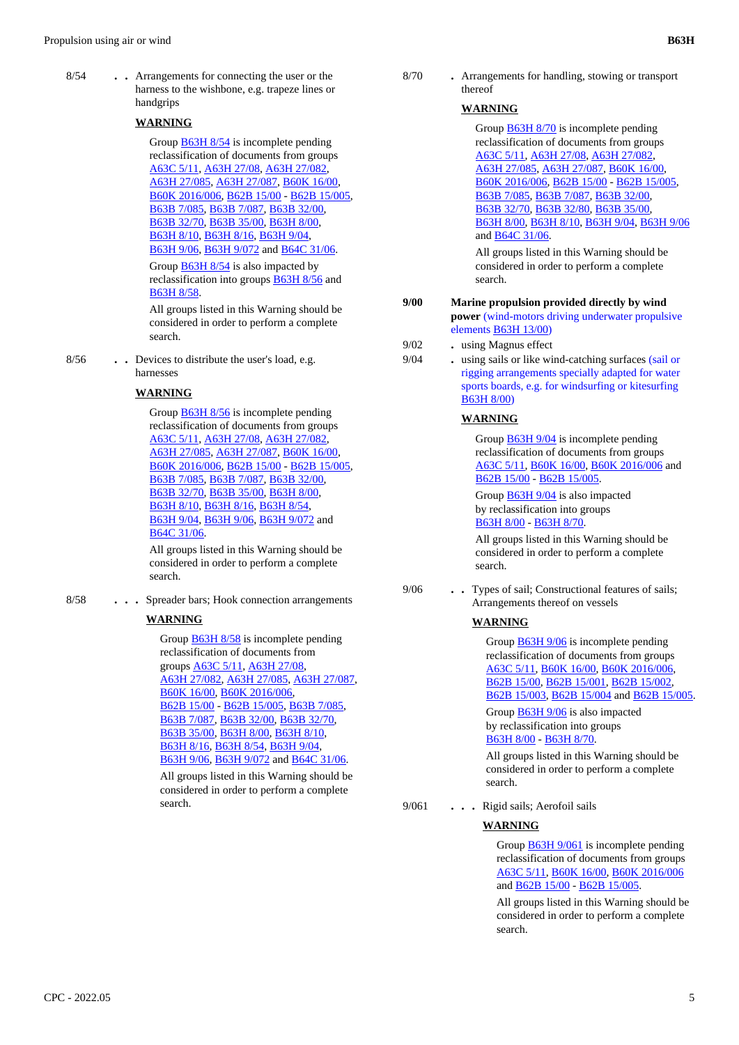8/54 . . Arrangements for connecting the user or the harness to the wishbone, e.g. trapeze lines or handgrips

**WARNING**

Group B63H 8/54 is incomplete pending reclassification of documents from groups A63C 5/11, A63H 27/08, A63H 27/082, A63H 27/085, A63H 27/087, B60K 16/00, B60K 2016/006, B62B 15/00 - B62B 15/005, B63B 7/085, B63B 7/087, B63B 32/00, B63B 32/70, B63B 35/00, B63H 8/00, B63H 8/10, B63H 8/16, B63H 9/04, B63H 9/06, B63H 9/072 and B64C 31/06.

Group B63H 8/54 is also impacted by reclassification into groups B63H 8/56 and B63H 8/58.

All groups listed in this Warning should be considered in order to perform a complete search.

8/56 . . Devices to distribute the user's load, e.g. harnesses

**WARNING**

Group B63H 8/56 is incomplete pending reclassification of documents from groups A63C 5/11, A63H 27/08, A63H 27/082, A63H 27/085, A63H 27/087, B60K 16/00, B60K 2016/006, B62B 15/00 - B62B 15/005, B63B 7/085, B63B 7/087, B63B 32/00, B63B 32/70, B63B 35/00, B63H 8/00, B63H 8/10, B63H 8/16, B63H 8/54, B63H 9/04, B63H 9/06, B63H 9/072 and B64C 31/06.

All groups listed in this Warning should be considered in order to perform a complete search.

8/58 . . . Spreader bars; Hook connection arrangements

**WARNING**

Group B63H 8/58 is incomplete pending reclassification of documents from groups A63C 5/11, A63H 27/08, A63H 27/082, A63H 27/085, A63H 27/087, B60K 16/00, B60K 2016/006, B62B 15/00 - B62B 15/005, B63B 7/085, B63B 7/087, B63B 32/00, B63B 32/70, B63B 35/00, B63H 8/00, B63H 8/10, B63H 8/16, B63H 8/54, B63H 9/04, B63H 9/06, B63H 9/072 and B64C 31/06.

All groups listed in this Warning should be considered in order to perform a complete search.

8/70 . Arrangements for handling, stowing or transport thereof

**WARNING**

Group B63H 8/70 is incomplete pending reclassification of documents from groups A63C 5/11, A63H 27/08, A63H 27/082, A63H 27/085, A63H 27/087, B60K 16/00, B60K 2016/006, B62B 15/00 - B62B 15/005, B63B 7/085, B63B 7/087, B63B 32/00, B63B 32/70, B63B 32/80, B63B 35/00, B63H 8/00, B63H 8/10, B63H 9/04, B63H 9/06 and B64C 31/06.

All groups listed in this Warning should be considered in order to perform a complete search.

**9/00 Marine propulsion provided directly by wind power** (wind-motors driving underwater propulsive elements B63H 13/00)

9/02 . using Magnus effect

9/04 . using sails or like wind-catching surfaces (sail or rigging arrangements specially adapted for water sports boards, e.g. for windsurfing or kitesurfing B63H 8/00)

**WARNING**

Group B63H 9/04 is incomplete pending reclassification of documents from groups A63C 5/11, B60K 16/00, B60K 2016/006 and B62B 15/00 - B62B 15/005.

Group B63H 9/04 is also impacted by reclassification into groups B63H 8/00 - B63H 8/70.

All groups listed in this Warning should be considered in order to perform a complete search.

9/06 . . Types of sail; Constructional features of sails; Arrangements thereof on vessels

**WARNING**

Group B63H 9/06 is incomplete pending reclassification of documents from groups A63C 5/11, B60K 16/00, B60K 2016/006, B62B 15/00, B62B 15/001, B62B 15/002, B62B 15/003, B62B 15/004 and B62B 15/005.

Group B63H 9/06 is also impacted by reclassification into groups B63H 8/00 - B63H 8/70.

All groups listed in this Warning should be considered in order to perform a complete search.

9/061 . . . Rigid sails; Aerofoil sails

**WARNING**

Group B63H 9/061 is incomplete pending reclassification of documents from groups A63C 5/11, B60K 16/00, B60K 2016/006 and B62B 15/00 - B62B 15/005.

All groups listed in this Warning should be considered in order to perform a complete search.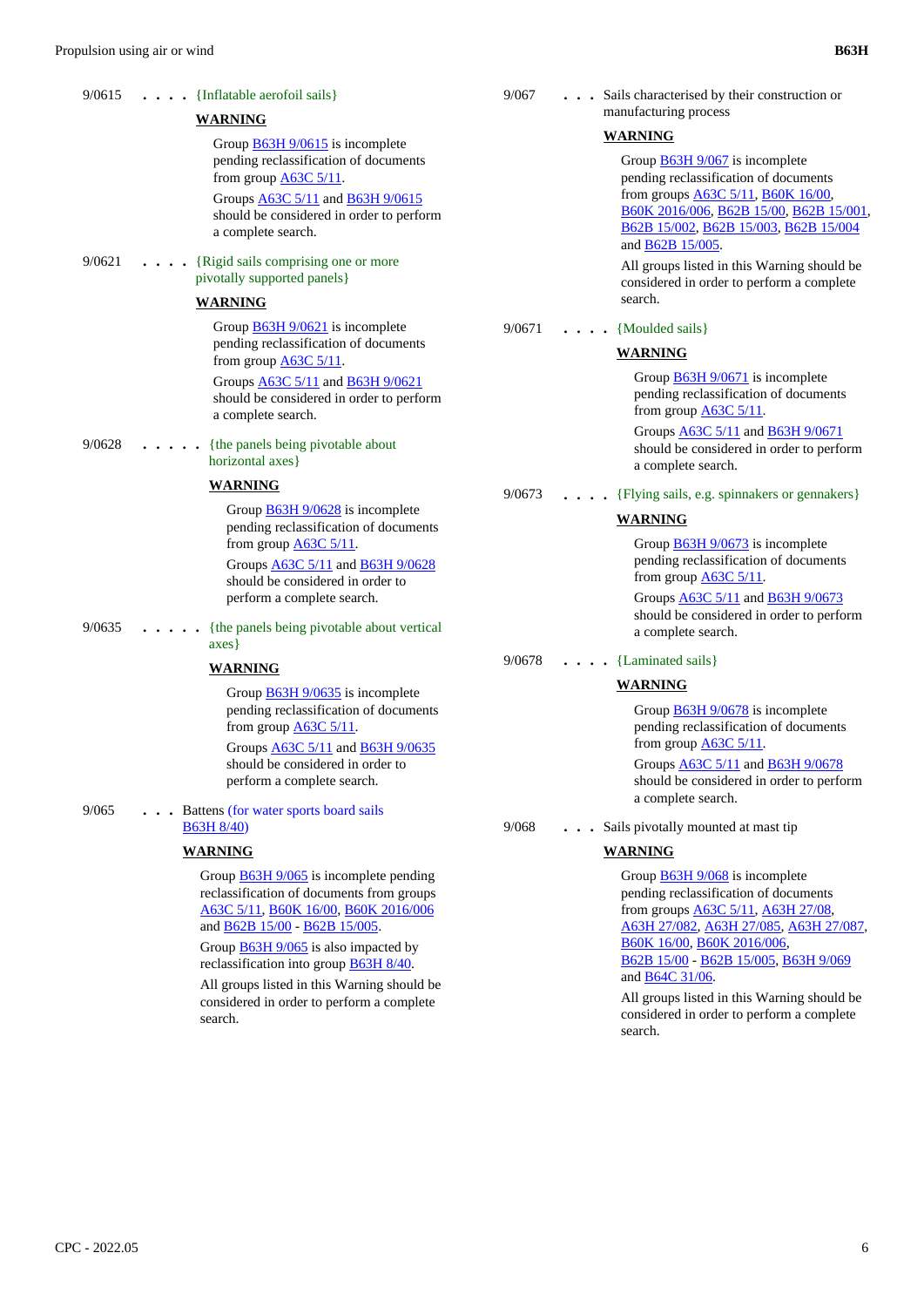9/0615 . . . . {Inflatable aerofoil sails}

**WARNING**

Group B63H 9/0615 is incomplete pending reclassification of documents from group A63C 5/11.

Groups A63C 5/11 and B63H 9/0615 should be considered in order to perform a complete search.

9/0621 . . . . {Rigid sails comprising one or more pivotally supported panels}

**WARNING**

Group B63H 9/0621 is incomplete pending reclassification of documents from group A63C 5/11.

Groups A63C 5/11 and B63H 9/0621 should be considered in order to perform a complete search.

9/0628 . . . . . {the panels being pivotable about horizontal axes}

**WARNING**

Group B63H 9/0628 is incomplete pending reclassification of documents from group A63C 5/11.

Groups A63C 5/11 and B63H 9/0628 should be considered in order to perform a complete search.

9/0635 . . . . . {the panels being pivotable about vertical axes}

**WARNING**

Group B63H 9/0635 is incomplete pending reclassification of documents from group A63C 5/11.

Groups A63C 5/11 and B63H 9/0635 should be considered in order to perform a complete search.

9/065 . . . Battens (for water sports board sails B63H 8/40)

**WARNING**

Group B63H 9/065 is incomplete pending reclassification of documents from groups A63C 5/11, B60K 16/00, B60K 2016/006 and B62B 15/00 - B62B 15/005.

Group B63H 9/065 is also impacted by reclassification into group B63H 8/40.

All groups listed in this Warning should be considered in order to perform a complete search.

9/067 . . . Sails characterised by their construction or manufacturing process

**WARNING**

Group B63H 9/067 is incomplete pending reclassification of documents from groups A63C 5/11, B60K 16/00, B60K 2016/006, B62B 15/00, B62B 15/001, B62B 15/002, B62B 15/003, B62B 15/004 and B62B 15/005.

All groups listed in this Warning should be considered in order to perform a complete search.

9/0671 . . . . {Moulded sails}

**WARNING**

Group B63H 9/0671 is incomplete pending reclassification of documents from group A63C 5/11.

Groups A63C 5/11 and B63H 9/0671 should be considered in order to perform a complete search.

9/0673 . . . . {Flying sails, e.g. spinnakers or gennakers}

**WARNING**

Group B63H 9/0673 is incomplete pending reclassification of documents from group A63C 5/11.

Groups A63C 5/11 and B63H 9/0673 should be considered in order to perform a complete search.

9/0678 . . . . {Laminated sails}

**WARNING**

Group B63H 9/0678 is incomplete pending reclassification of documents from group A63C 5/11.

Groups A63C 5/11 and B63H 9/0678 should be considered in order to perform a complete search.

9/068 . . . Sails pivotally mounted at mast tip

**WARNING**

Group B63H 9/068 is incomplete pending reclassification of documents from groups A63C 5/11, A63H 27/08, A63H 27/082, A63H 27/085, A63H 27/087, B60K 16/00, B60K 2016/006, B62B 15/00 - B62B 15/005, B63H 9/069 and B64C 31/06.

All groups listed in this Warning should be considered in order to perform a complete search.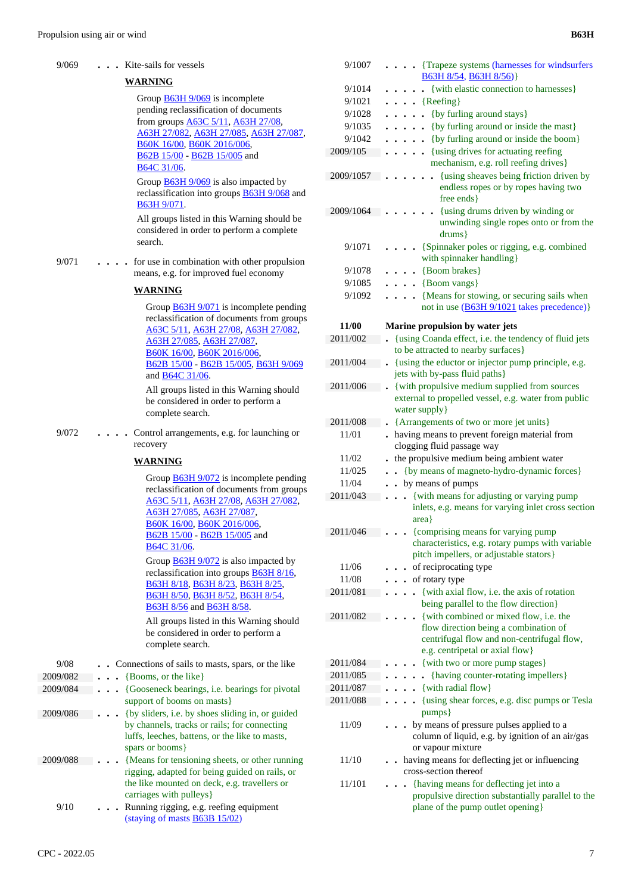9/069 . . . Kite-sails for vessels

**WARNING**

Group B63H 9/069 is incomplete pending reclassification of documents from groups A63C 5/11, A63H 27/08, A63H 27/082, A63H 27/085, A63H 27/087, B60K 16/00, B60K 2016/006, B62B 15/00 - B62B 15/005 and B64C 31/06.

Group B63H 9/069 is also impacted by reclassification into groups B63H 9/068 and B63H 9/071.

All groups listed in this Warning should be considered in order to perform a complete search.

9/071 . . . . for use in combination with other propulsion means, e.g. for improved fuel economy

**WARNING**

Group B63H 9/071 is incomplete pending reclassification of documents from groups A63C 5/11, A63H 27/08, A63H 27/082, A63H 27/085, A63H 27/087, B60K 16/00, B60K 2016/006, B62B 15/00 - B62B 15/005, B63H 9/069 and B64C 31/06.

All groups listed in this Warning should be considered in order to perform a complete search.

9/072 . . . . Control arrangements, e.g. for launching or recovery

**WARNING**

Group B63H 9/072 is incomplete pending reclassification of documents from groups A63C 5/11, A63H 27/08, A63H 27/082, A63H 27/085, A63H 27/087, B60K 16/00, B60K 2016/006, B62B 15/00 - B62B 15/005 and B64C 31/06.

Group B63H 9/072 is also impacted by reclassification into groups B63H 8/16, B63H 8/18, B63H 8/23, B63H 8/25, B63H 8/50, B63H 8/52, B63H 8/54, B63H 8/56 and B63H 8/58.

All groups listed in this Warning should be considered in order to perform a complete search.

9/08 . . Connections of sails to masts, spars, or the like

2009/082 . . . {Booms, or the like}

2009/084 . . . {Gooseneck bearings, i.e. bearings for pivotal support of booms on masts}

2009/086 . . . {by sliders, i.e. by shoes sliding in, or guided by channels, tracks or rails; for connecting luffs, leeches, battens, or the like to masts, spars or booms}

2009/088 . . . {Means for tensioning sheets, or other running rigging, adapted for being guided on rails, or the like mounted on deck, e.g. travellers or carriages with pulleys}

9/10 . . . Running rigging, e.g. reefing equipment (staying of masts B63B 15/02)

9/1007 . . . . {Trapeze systems (harnesses for windsurfers B63H 8/54, B63H 8/56)}

9/1014 . . . . . {with elastic connection to harnesses}

9/1021 . . . . {Reefing}

9/1028 . . . . . {by furling around stays}

9/1035 . . . . . {by furling around or inside the mast}

9/1042 . . . . . {by furling around or inside the boom}

2009/105 . . . . . {using drives for actuating reefing mechanism, e.g. roll reefing drives}

2009/1057 . . . . . . {using sheaves being friction driven by endless ropes or by ropes having two free ends}

2009/1064 . . . . . . {using drums driven by winding or unwinding single ropes onto or from the drums}

9/1071 . . . . {Spinnaker poles or rigging, e.g. combined with spinnaker handling}

9/1078 . . . . {Boom brakes}

9/1085 . . . . {Boom vangs}

9/1092 . . . . {Means for stowing, or securing sails when not in use (B63H 9/1021 takes precedence)}

**11/00 Marine propulsion by water jets**

2011/002 . {using Coanda effect, i.e. the tendency of fluid jets to be attracted to nearby surfaces}

2011/004 . {using the eductor or injector pump principle, e.g. jets with by-pass fluid paths}

2011/006 . {with propulsive medium supplied from sources external to propelled vessel, e.g. water from public water supply}

2011/008 . {Arrangements of two or more jet units}

11/01 . having means to prevent foreign material from clogging fluid passage way

11/02 . the propulsive medium being ambient water

11/025 . . {by means of magneto-hydro-dynamic forces}

11/04 . . by means of pumps

2011/043 . . . {with means for adjusting or varying pump inlets, e.g. means for varying inlet cross section area}

2011/046 . . . {comprising means for varying pump characteristics, e.g. rotary pumps with variable pitch impellers, or adjustable stators}

11/06 . . . of reciprocating type

11/08 . . . of rotary type

2011/081 . . . . {with axial flow, i.e. the axis of rotation being parallel to the flow direction}

2011/082 . . . . {with combined or mixed flow, i.e. the flow direction being a combination of centrifugal flow and non-centrifugal flow, e.g. centripetal or axial flow}

2011/084 . . . . {with two or more pump stages}

2011/085 . . . . . {having counter-rotating impellers}

2011/087 . . . . {with radial flow}

2011/088 . . . . {using shear forces, e.g. disc pumps or Tesla pumps}

11/09 . . . by means of pressure pulses applied to a column of liquid, e.g. by ignition of an air/gas or vapour mixture

11/10 . . having means for deflecting jet or influencing cross-section thereof

11/101 . . . {having means for deflecting jet into a propulsive direction substantially parallel to the plane of the pump outlet opening}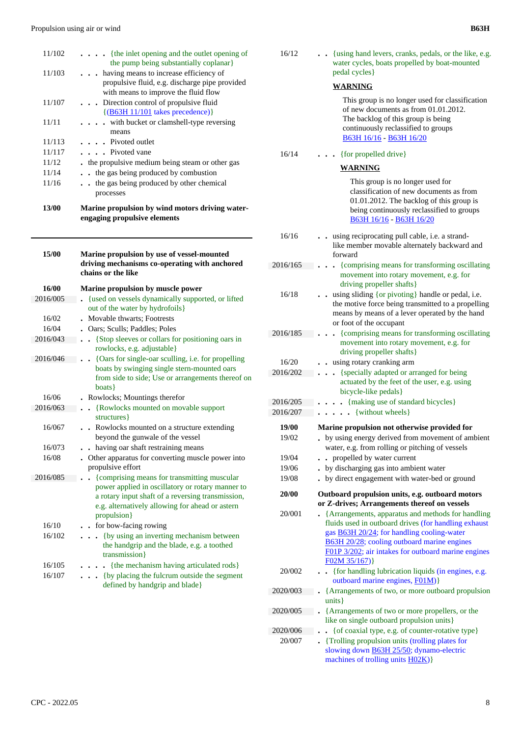| | |
|---|---|
| 11/102 | . . . . {the inlet opening and the outlet opening of the pump being substantially coplanar} |
| 11/103 | . . . having means to increase efficiency of propulsive fluid, e.g. discharge pipe provided with means to improve the fluid flow |
| 11/107 | . . . Direction control of propulsive fluid {(B63H 11/101 takes precedence)} |
| 11/11 | . . . . with bucket or clamshell-type reversing means |
| 11/113 | . . . . Pivoted outlet |
| 11/117 | . . . . Pivoted vane |
| 11/12 | . the propulsive medium being steam or other gas |
| 11/14 | . . the gas being produced by combustion |
| 11/16 | . . the gas being produced by other chemical processes |
| **13/00** | **Marine propulsion by wind motors driving water-engaging propulsive elements** |
| **15/00** | **Marine propulsion by use of vessel-mounted driving mechanisms co-operating with anchored chains or the like** |
| **16/00** | **Marine propulsion by muscle power** |
| 2016/005 | . {used on vessels dynamically supported, or lifted out of the water by hydrofoils} |
| 16/02 | . Movable thwarts; Footrests |
| 16/04 | . Oars; Sculls; Paddles; Poles |
| 2016/043 | . . {Stop sleeves or collars for positioning oars in rowlocks, e.g. adjustable} |
| 2016/046 | . . {Oars for single-oar sculling, i.e. for propelling boats by swinging single stern-mounted oars from side to side; Use or arrangements thereof on boats} |
| 16/06 | . Rowlocks; Mountings therefor |
| 2016/063 | . . {Rowlocks mounted on movable support structures} |
| 16/067 | . . Rowlocks mounted on a structure extending beyond the gunwale of the vessel |
| 16/073 | . . having oar shaft restraining means |
| 16/08 | . Other apparatus for converting muscle power into propulsive effort |
| 2016/085 | . . {comprising means for transmitting muscular power applied in oscillatory or rotary manner to a rotary input shaft of a reversing transmission, e.g. alternatively allowing for ahead or astern propulsion} |
| 16/10 | . . for bow-facing rowing |
| 16/102 | . . . {by using an inverting mechanism between the handgrip and the blade, e.g. a toothed transmission} |
| 16/105 | . . . . {the mechanism having articulated rods} |
| 16/107 | . . . {by placing the fulcrum outside the segment defined by handgrip and blade} |
| 16/12 | . . {using hand levers, cranks, pedals, or the like, e.g. water cycles, boats propelled by boat-mounted pedal cycles}<br><br>**WARNING**<br><br>This group is no longer used for classification of new documents as from 01.01.2012. The backlog of this group is being continuously reclassified to groups B63H 16/16 - B63H 16/20 |
| 16/14 | . . . {for propelled drive}<br><br>**WARNING**<br><br>This group is no longer used for classification of new documents as from 01.01.2012. The backlog of this group is being continuously reclassified to groups B63H 16/16 - B63H 16/20 |
| 16/16 | . . using reciprocating pull cable, i.e. a strand-like member movable alternately backward and forward |
| 2016/165 | . . . {comprising means for transforming oscillating movement into rotary movement, e.g. for driving propeller shafts} |
| 16/18 | . . using sliding {or pivoting} handle or pedal, i.e. the motive force being transmitted to a propelling means by means of a lever operated by the hand or foot of the occupant |
| 2016/185 | . . . {comprising means for transforming oscillating movement into rotary movement, e.g. for driving propeller shafts} |
| 16/20 | . . using rotary cranking arm |
| 2016/202 | . . . {specially adapted or arranged for being actuated by the feet of the user, e.g. using bicycle-like pedals} |
| 2016/205 | . . . . {making use of standard bicycles} |
| 2016/207 | . . . . . {without wheels} |
| **19/00** | **Marine propulsion not otherwise provided for** |
| 19/02 | . by using energy derived from movement of ambient water, e.g. from rolling or pitching of vessels |
| 19/04 | . . propelled by water current |
| 19/06 | . by discharging gas into ambient water |
| 19/08 | . by direct engagement with water-bed or ground |
| **20/00** | **Outboard propulsion units, e.g. outboard motors or Z-drives; Arrangements thereof on vessels** |
| 20/001 | . {Arrangements, apparatus and methods for handling fluids used in outboard drives (for handling exhaust gas B63H 20/24; for handling cooling-water B63H 20/28; cooling outboard marine engines F01P 3/202; air intakes for outboard marine engines F02M 35/167)} |
| 20/002 | . . {for handling lubrication liquids (in engines, e.g. outboard marine engines, F01M)} |
| 2020/003 | . {Arrangements of two, or more outboard propulsion units} |
| 2020/005 | . {Arrangements of two or more propellers, or the like on single outboard propulsion units} |
| 2020/006 | . . {of coaxial type, e.g. of counter-rotative type} |
| 20/007 | . {Trolling propulsion units (trolling plates for slowing down B63H 25/50; dynamo-electric machines of trolling units H02K)} |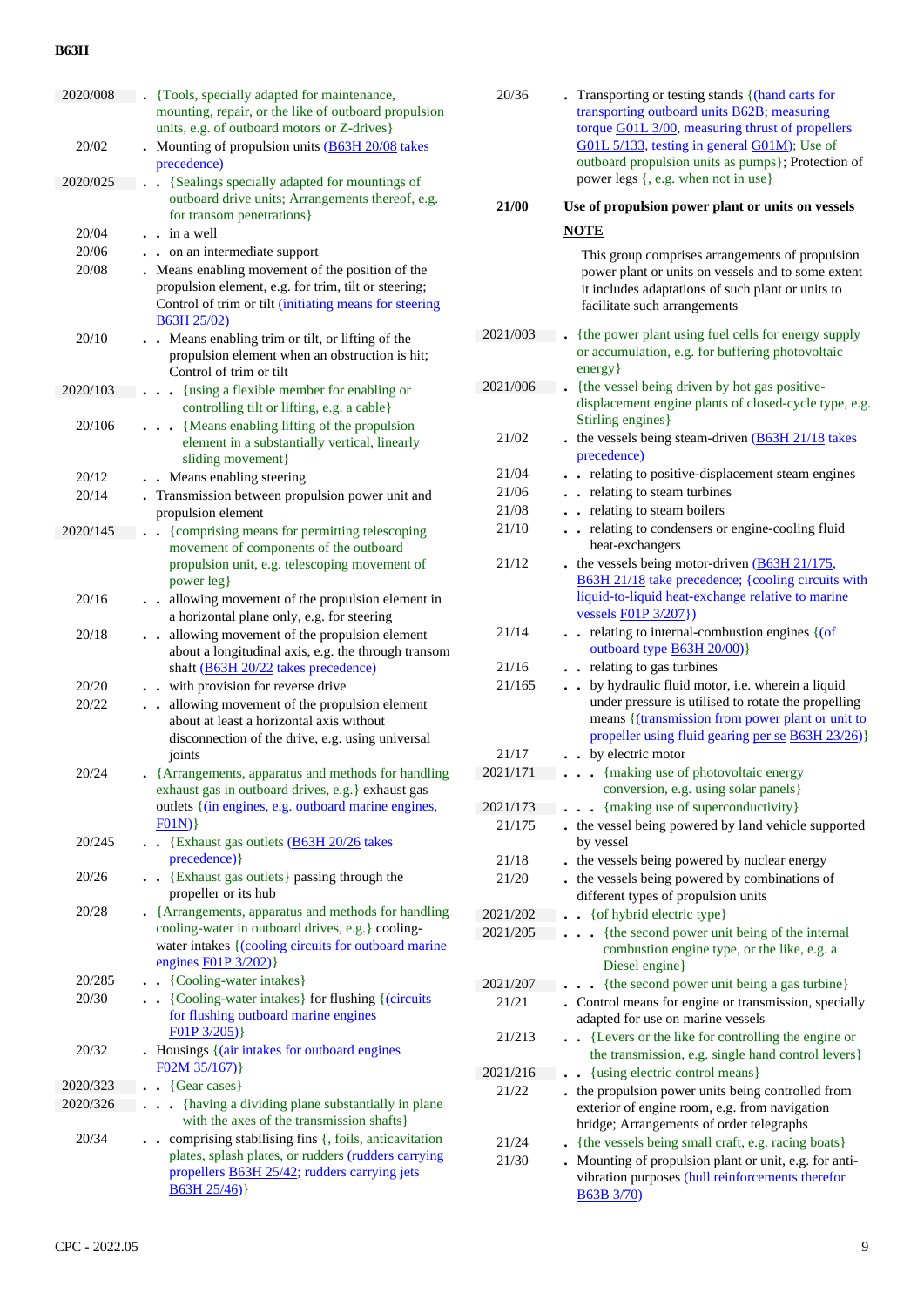| Code | Title |
|---|---|
| 2020/008 | . {Tools, specially adapted for maintenance, mounting, repair, or the like of outboard propulsion units, e.g. of outboard motors or Z-drives} |
| 20/02 | . Mounting of propulsion units (B63H 20/08 takes precedence) |
| 2020/025 | . . {Sealings specially adapted for mountings of outboard drive units; Arrangements thereof, e.g. for transom penetrations} |
| 20/04 | . . in a well |
| 20/06 | . . on an intermediate support |
| 20/08 | . Means enabling movement of the position of the propulsion element, e.g. for trim, tilt or steering; Control of trim or tilt (initiating means for steering B63H 25/02) |
| 20/10 | . . Means enabling trim or tilt, or lifting of the propulsion element when an obstruction is hit; Control of trim or tilt |
| 2020/103 | . . . {using a flexible member for enabling or controlling tilt or lifting, e.g. a cable} |
| 20/106 | . . . {Means enabling lifting of the propulsion element in a substantially vertical, linearly sliding movement} |
| 20/12 | . . Means enabling steering |
| 20/14 | . Transmission between propulsion power unit and propulsion element |
| 2020/145 | . . {comprising means for permitting telescoping movement of components of the outboard propulsion unit, e.g. telescoping movement of power leg} |
| 20/16 | . . allowing movement of the propulsion element in a horizontal plane only, e.g. for steering |
| 20/18 | . . allowing movement of the propulsion element about a longitudinal axis, e.g. the through transom shaft (B63H 20/22 takes precedence) |
| 20/20 | . . with provision for reverse drive |
| 20/22 | . . allowing movement of the propulsion element about at least a horizontal axis without disconnection of the drive, e.g. using universal joints |
| 20/24 | . {Arrangements, apparatus and methods for handling exhaust gas in outboard drives, e.g.} exhaust gas outlets {(in engines, e.g. outboard marine engines, F01N)} |
| 20/245 | . . {Exhaust gas outlets (B63H 20/26 takes precedence)} |
| 20/26 | . . {Exhaust gas outlets} passing through the propeller or its hub |
| 20/28 | . {Arrangements, apparatus and methods for handling cooling-water in outboard drives, e.g.} cooling-water intakes {(cooling circuits for outboard marine engines F01P 3/202)} |
| 20/285 | . . {Cooling-water intakes} |
| 20/30 | . . {Cooling-water intakes} for flushing {(circuits for flushing outboard marine engines F01P 3/205)} |
| 20/32 | . Housings {(air intakes for outboard engines F02M 35/167)} |
| 2020/323 | . . {Gear cases} |
| 2020/326 | . . . {having a dividing plane substantially in plane with the axes of the transmission shafts} |
| 20/34 | . . comprising stabilising fins {, foils, anticavitation plates, splash plates, or rudders (rudders carrying propellers B63H 25/42; rudders carrying jets B63H 25/46)} |
| 20/36 | . Transporting or testing stands {(hand carts for transporting outboard units B62B; measuring torque G01L 3/00, measuring thrust of propellers G01L 5/133, testing in general G01M); Use of outboard propulsion units as pumps}; Protection of power legs {, e.g. when not in use} |
| **21/00** | **Use of propulsion power plant or units on vessels** |

**NOTE**

This group comprises arrangements of propulsion power plant or units on vessels and to some extent it includes adaptations of such plant or units to facilitate such arrangements

| Code | Title |
|---|---|
| 2021/003 | . {the power plant using fuel cells for energy supply or accumulation, e.g. for buffering photovoltaic energy} |
| 2021/006 | . {the vessel being driven by hot gas positive-displacement engine plants of closed-cycle type, e.g. Stirling engines} |
| 21/02 | . the vessels being steam-driven (B63H 21/18 takes precedence) |
| 21/04 | . . relating to positive-displacement steam engines |
| 21/06 | . . relating to steam turbines |
| 21/08 | . . relating to steam boilers |
| 21/10 | . . relating to condensers or engine-cooling fluid heat-exchangers |
| 21/12 | . the vessels being motor-driven (B63H 21/175, B63H 21/18 take precedence; {cooling circuits with liquid-to-liquid heat-exchange relative to marine vessels F01P 3/207}) |
| 21/14 | . . relating to internal-combustion engines {(of outboard type B63H 20/00)} |
| 21/16 | . . relating to gas turbines |
| 21/165 | . . by hydraulic fluid motor, i.e. wherein a liquid under pressure is utilised to rotate the propelling means {(transmission from power plant or unit to propeller using fluid gearing per se B63H 23/26)} |
| 21/17 | . . by electric motor |
| 2021/171 | . . . {making use of photovoltaic energy conversion, e.g. using solar panels} |
| 2021/173 | . . . {making use of superconductivity} |
| 21/175 | . the vessel being powered by land vehicle supported by vessel |
| 21/18 | . the vessels being powered by nuclear energy |
| 21/20 | . the vessels being powered by combinations of different types of propulsion units |
| 2021/202 | . . {of hybrid electric type} |
| 2021/205 | . . . {the second power unit being of the internal combustion engine type, or the like, e.g. a Diesel engine} |
| 2021/207 | . . . {the second power unit being a gas turbine} |
| 21/21 | . Control means for engine or transmission, specially adapted for use on marine vessels |
| 21/213 | . . {Levers or the like for controlling the engine or the transmission, e.g. single hand control levers} |
| 2021/216 | . . {using electric control means} |
| 21/22 | . the propulsion power units being controlled from exterior of engine room, e.g. from navigation bridge; Arrangements of order telegraphs |
| 21/24 | . {the vessels being small craft, e.g. racing boats} |
| 21/30 | . Mounting of propulsion plant or unit, e.g. for anti-vibration purposes (hull reinforcements therefor B63B 3/70) |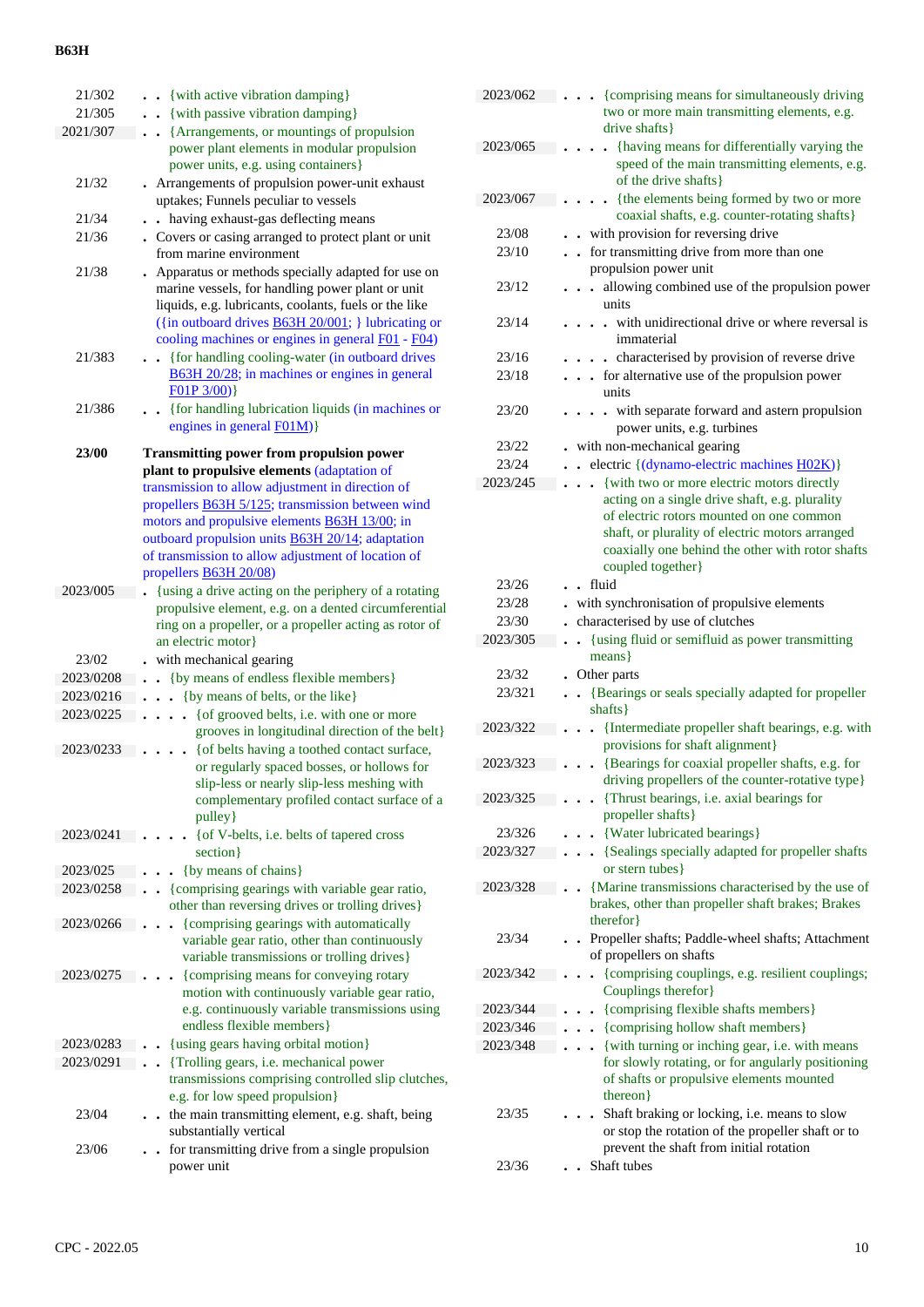| | |
|---|---|
| 21/302 | . . {with active vibration damping} |
| 21/305 | . . {with passive vibration damping} |
| 2021/307 | . . {Arrangements, or mountings of propulsion power plant elements in modular propulsion power units, e.g. using containers} |
| 21/32 | . Arrangements of propulsion power-unit exhaust uptakes; Funnels peculiar to vessels |
| 21/34 | . . having exhaust-gas deflecting means |
| 21/36 | . Covers or casing arranged to protect plant or unit from marine environment |
| 21/38 | . Apparatus or methods specially adapted for use on marine vessels, for handling power plant or unit liquids, e.g. lubricants, coolants, fuels or the like ({in outboard drives B63H 20/001; } lubricating or cooling machines or engines in general F01 - F04) |
| 21/383 | . . {for handling cooling-water (in outboard drives B63H 20/28; in machines or engines in general F01P 3/00)} |
| 21/386 | . . {for handling lubrication liquids (in machines or engines in general F01M)} |
| **23/00** | **Transmitting power from propulsion power plant to propulsive elements** (adaptation of transmission to allow adjustment in direction of propellers B63H 5/125; transmission between wind motors and propulsive elements B63H 13/00; in outboard propulsion units B63H 20/14; adaptation of transmission to allow adjustment of location of propellers B63H 20/08) |
| 2023/005 | . {using a drive acting on the periphery of a rotating propulsive element, e.g. on a dented circumferential ring on a propeller, or a propeller acting as rotor of an electric motor} |
| 23/02 | . with mechanical gearing |
| 2023/0208 | . . {by means of endless flexible members} |
| 2023/0216 | . . . {by means of belts, or the like} |
| 2023/0225 | . . . . {of grooved belts, i.e. with one or more grooves in longitudinal direction of the belt} |
| 2023/0233 | . . . . {of belts having a toothed contact surface, or regularly spaced bosses, or hollows for slip-less or nearly slip-less meshing with complementary profiled contact surface of a pulley} |
| 2023/0241 | . . . . {of V-belts, i.e. belts of tapered cross section} |
| 2023/025 | . . . {by means of chains} |
| 2023/0258 | . . {comprising gearings with variable gear ratio, other than reversing drives or trolling drives} |
| 2023/0266 | . . . {comprising gearings with automatically variable gear ratio, other than continuously variable transmissions or trolling drives} |
| 2023/0275 | . . . {comprising means for conveying rotary motion with continuously variable gear ratio, e.g. continuously variable transmissions using endless flexible members} |
| 2023/0283 | . . {using gears having orbital motion} |
| 2023/0291 | . . {Trolling gears, i.e. mechanical power transmissions comprising controlled slip clutches, e.g. for low speed propulsion} |
| 23/04 | . . the main transmitting element, e.g. shaft, being substantially vertical |
| 23/06 | . . for transmitting drive from a single propulsion power unit |
| 2023/062 | . . . {comprising means for simultaneously driving two or more main transmitting elements, e.g. drive shafts} |
| 2023/065 | . . . . {having means for differentially varying the speed of the main transmitting elements, e.g. of the drive shafts} |
| 2023/067 | . . . . {the elements being formed by two or more coaxial shafts, e.g. counter-rotating shafts} |
| 23/08 | . . with provision for reversing drive |
| 23/10 | . . for transmitting drive from more than one propulsion power unit |
| 23/12 | . . . allowing combined use of the propulsion power units |
| 23/14 | . . . . with unidirectional drive or where reversal is immaterial |
| 23/16 | . . . . characterised by provision of reverse drive |
| 23/18 | . . . for alternative use of the propulsion power units |
| 23/20 | . . . . with separate forward and astern propulsion power units, e.g. turbines |
| 23/22 | . with non-mechanical gearing |
| 23/24 | . . electric {(dynamo-electric machines H02K)} |
| 2023/245 | . . . {with two or more electric motors directly acting on a single drive shaft, e.g. plurality of electric rotors mounted on one common shaft, or plurality of electric motors arranged coaxially one behind the other with rotor shafts coupled together} |
| 23/26 | . . fluid |
| 23/28 | . with synchronisation of propulsive elements |
| 23/30 | . characterised by use of clutches |
| 2023/305 | . . {using fluid or semifluid as power transmitting means} |
| 23/32 | . Other parts |
| 23/321 | . . {Bearings or seals specially adapted for propeller shafts} |
| 2023/322 | . . . {Intermediate propeller shaft bearings, e.g. with provisions for shaft alignment} |
| 2023/323 | . . . {Bearings for coaxial propeller shafts, e.g. for driving propellers of the counter-rotative type} |
| 2023/325 | . . . {Thrust bearings, i.e. axial bearings for propeller shafts} |
| 23/326 | . . . {Water lubricated bearings} |
| 2023/327 | . . . {Sealings specially adapted for propeller shafts or stern tubes} |
| 2023/328 | . . {Marine transmissions characterised by the use of brakes, other than propeller shaft brakes; Brakes therefor} |
| 23/34 | . . Propeller shafts; Paddle-wheel shafts; Attachment of propellers on shafts |
| 2023/342 | . . . {comprising couplings, e.g. resilient couplings; Couplings therefor} |
| 2023/344 | . . . {comprising flexible shafts members} |
| 2023/346 | . . . {comprising hollow shaft members} |
| 2023/348 | . . . {with turning or inching gear, i.e. with means for slowly rotating, or for angularly positioning of shafts or propulsive elements mounted thereon} |
| 23/35 | . . . Shaft braking or locking, i.e. means to slow or stop the rotation of the propeller shaft or to prevent the shaft from initial rotation |
| 23/36 | . . Shaft tubes |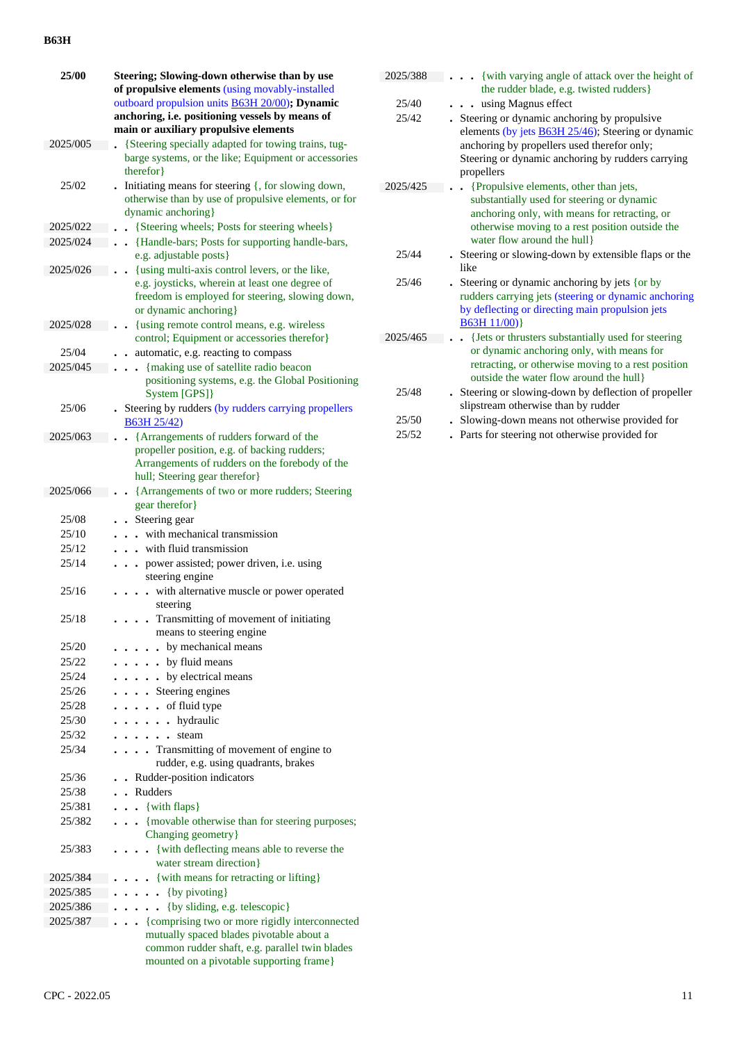| | |
|---|---|
| 25/00 | **Steering; Slowing-down otherwise than by use of propulsive elements** (using movably-installed outboard propulsion units B63H 20/00)**; Dynamic anchoring, i.e. positioning vessels by means of main or auxiliary propulsive elements** |
| 2025/005 | . {Steering specially adapted for towing trains, tug-barge systems, or the like; Equipment or accessories therefor} |
| 25/02 | . Initiating means for steering {, for slowing down, otherwise than by use of propulsive elements, or for dynamic anchoring} |
| 2025/022 | . . {Steering wheels; Posts for steering wheels} |
| 2025/024 | . . {Handle-bars; Posts for supporting handle-bars, e.g. adjustable posts} |
| 2025/026 | . . {using multi-axis control levers, or the like, e.g. joysticks, wherein at least one degree of freedom is employed for steering, slowing down, or dynamic anchoring} |
| 2025/028 | . . {using remote control means, e.g. wireless control; Equipment or accessories therefor} |
| 25/04 | . . automatic, e.g. reacting to compass |
| 2025/045 | . . . {making use of satellite radio beacon positioning systems, e.g. the Global Positioning System [GPS]} |
| 25/06 | . Steering by rudders (by rudders carrying propellers B63H 25/42) |
| 2025/063 | . . {Arrangements of rudders forward of the propeller position, e.g. of backing rudders; Arrangements of rudders on the forebody of the hull; Steering gear therefor} |
| 2025/066 | . . {Arrangements of two or more rudders; Steering gear therefor} |
| 25/08 | . . Steering gear |
| 25/10 | . . . with mechanical transmission |
| 25/12 | . . . with fluid transmission |
| 25/14 | . . . power assisted; power driven, i.e. using steering engine |
| 25/16 | . . . . with alternative muscle or power operated steering |
| 25/18 | . . . . Transmitting of movement of initiating means to steering engine |
| 25/20 | . . . . . by mechanical means |
| 25/22 | . . . . . by fluid means |
| 25/24 | . . . . . by electrical means |
| 25/26 | . . . . Steering engines |
| 25/28 | . . . . . of fluid type |
| 25/30 | . . . . . . hydraulic |
| 25/32 | . . . . . . steam |
| 25/34 | . . . . Transmitting of movement of engine to rudder, e.g. using quadrants, brakes |
| 25/36 | . . Rudder-position indicators |
| 25/38 | . . Rudders |
| 25/381 | . . . {with flaps} |
| 25/382 | . . . {movable otherwise than for steering purposes; Changing geometry} |
| 25/383 | . . . . {with deflecting means able to reverse the water stream direction} |
| 2025/384 | . . . . {with means for retracting or lifting} |
| 2025/385 | . . . . . {by pivoting} |
| 2025/386 | . . . . . {by sliding, e.g. telescopic} |
| 2025/387 | . . . {comprising two or more rigidly interconnected mutually spaced blades pivotable about a common rudder shaft, e.g. parallel twin blades mounted on a pivotable supporting frame} |
| 2025/388 | . . . {with varying angle of attack over the height of the rudder blade, e.g. twisted rudders} |
| 25/40 | . . . using Magnus effect |
| 25/42 | . Steering or dynamic anchoring by propulsive elements (by jets B63H 25/46); Steering or dynamic anchoring by propellers used therefor only; Steering or dynamic anchoring by rudders carrying propellers |
| 2025/425 | . . {Propulsive elements, other than jets, substantially used for steering or dynamic anchoring only, with means for retracting, or otherwise moving to a rest position outside the water flow around the hull} |
| 25/44 | . Steering or slowing-down by extensible flaps or the like |
| 25/46 | . Steering or dynamic anchoring by jets {or by rudders carrying jets (steering or dynamic anchoring by deflecting or directing main propulsion jets B63H 11/00)} |
| 2025/465 | . . {Jets or thrusters substantially used for steering or dynamic anchoring only, with means for retracting, or otherwise moving to a rest position outside the water flow around the hull} |
| 25/48 | . Steering or slowing-down by deflection of propeller slipstream otherwise than by rudder |
| 25/50 | . Slowing-down means not otherwise provided for |
| 25/52 | . Parts for steering not otherwise provided for |